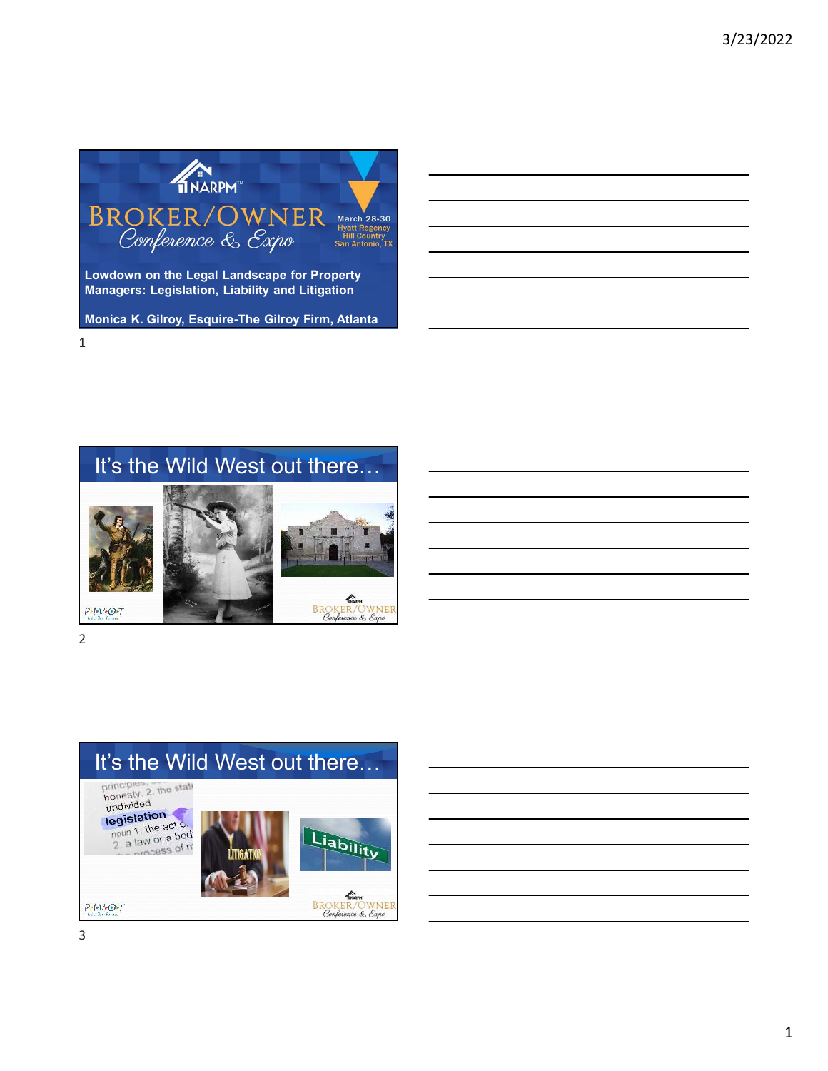NARPM™

BROKER/OWNER Conference & Expo

March 28-30
Hyatt Regency
Hill Country
San Antonio, TX

**Lowdown on the Legal Landscape for Property Managers: Legislation, Liability and Litigation**

**Monica K. Gilroy, Esquire-The Gilroy Firm, Atlanta**

## It's the Wild West out there…

## It's the Wild West out there…

legislation

LITIGATION

Liability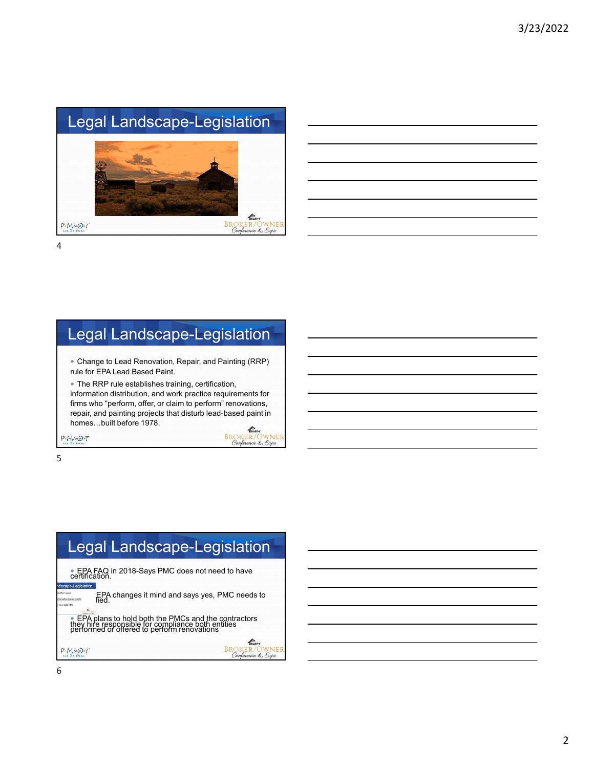## Legal Landscape-Legislation

## Legal Landscape-Legislation

- Change to Lead Renovation, Repair, and Painting (RRP) rule for EPA Lead Based Paint.
- The RRP rule establishes training, certification, information distribution, and work practice requirements for firms who "perform, offer, or claim to perform" renovations, repair, and painting projects that disturb lead-based paint in homes…built before 1978.

## Legal Landscape-Legislation

- EPA FAQ in 2018-Says PMC does not need to have certification.
- EPA changes it mind and says yes, PMC needs to [be certi]fied.
- EPA plans to hold both the PMCs and the contractors they hire responsible for compliance both entities performed or offered to perform renovations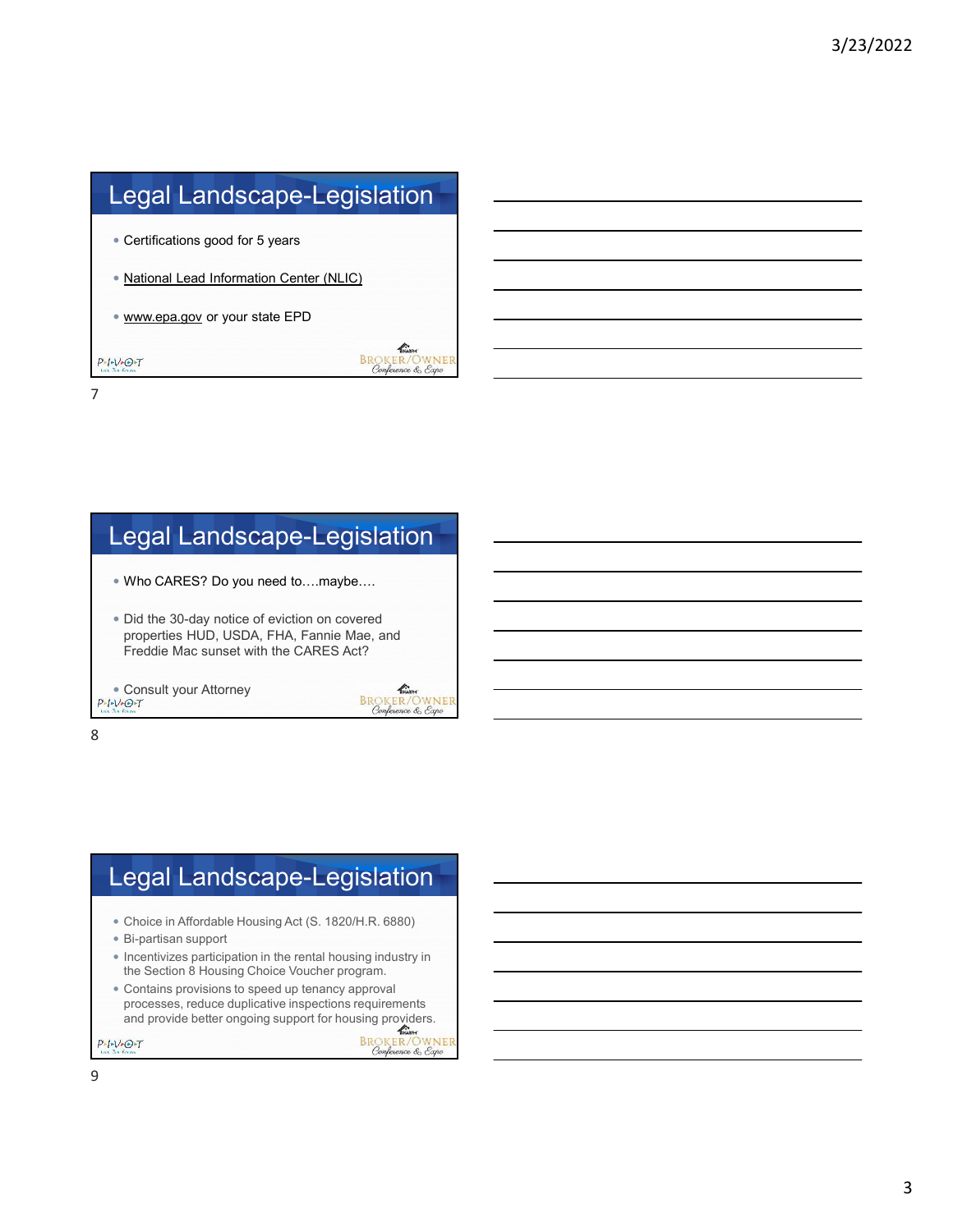## Legal Landscape-Legislation

- Certifications good for 5 years
- National Lead Information Center (NLIC)
- www.epa.gov or your state EPD

## Legal Landscape-Legislation

- Who CARES? Do you need to….maybe….
- Did the 30-day notice of eviction on covered properties HUD, USDA, FHA, Fannie Mae, and Freddie Mac sunset with the CARES Act?
- Consult your Attorney

## Legal Landscape-Legislation

- Choice in Affordable Housing Act (S. 1820/H.R. 6880)
- Bi-partisan support
- Incentivizes participation in the rental housing industry in the Section 8 Housing Choice Voucher program.
- Contains provisions to speed up tenancy approval processes, reduce duplicative inspections requirements and provide better ongoing support for housing providers.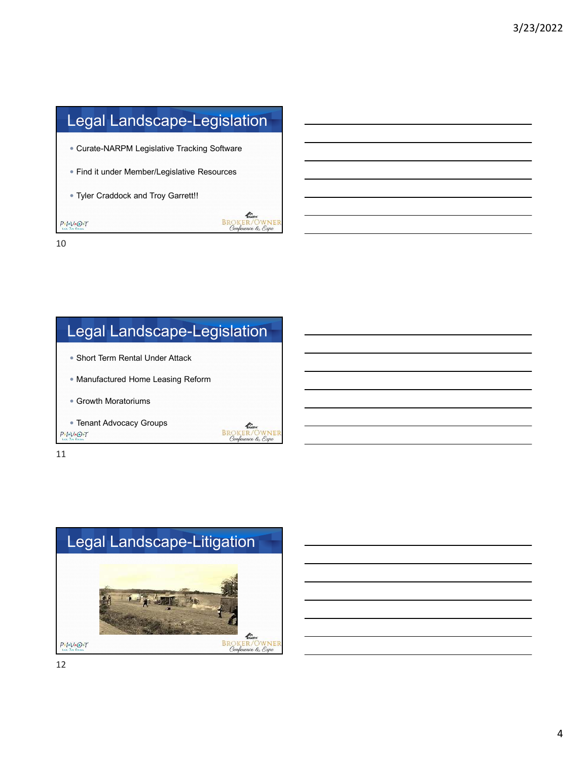## Legal Landscape-Legislation

- Curate-NARPM Legislative Tracking Software
- Find it under Member/Legislative Resources
- Tyler Craddock and Troy Garrett!!

10

## Legal Landscape-Legislation

- Short Term Rental Under Attack
- Manufactured Home Leasing Reform
- Growth Moratoriums
- Tenant Advocacy Groups

11

## Legal Landscape-Litigation

12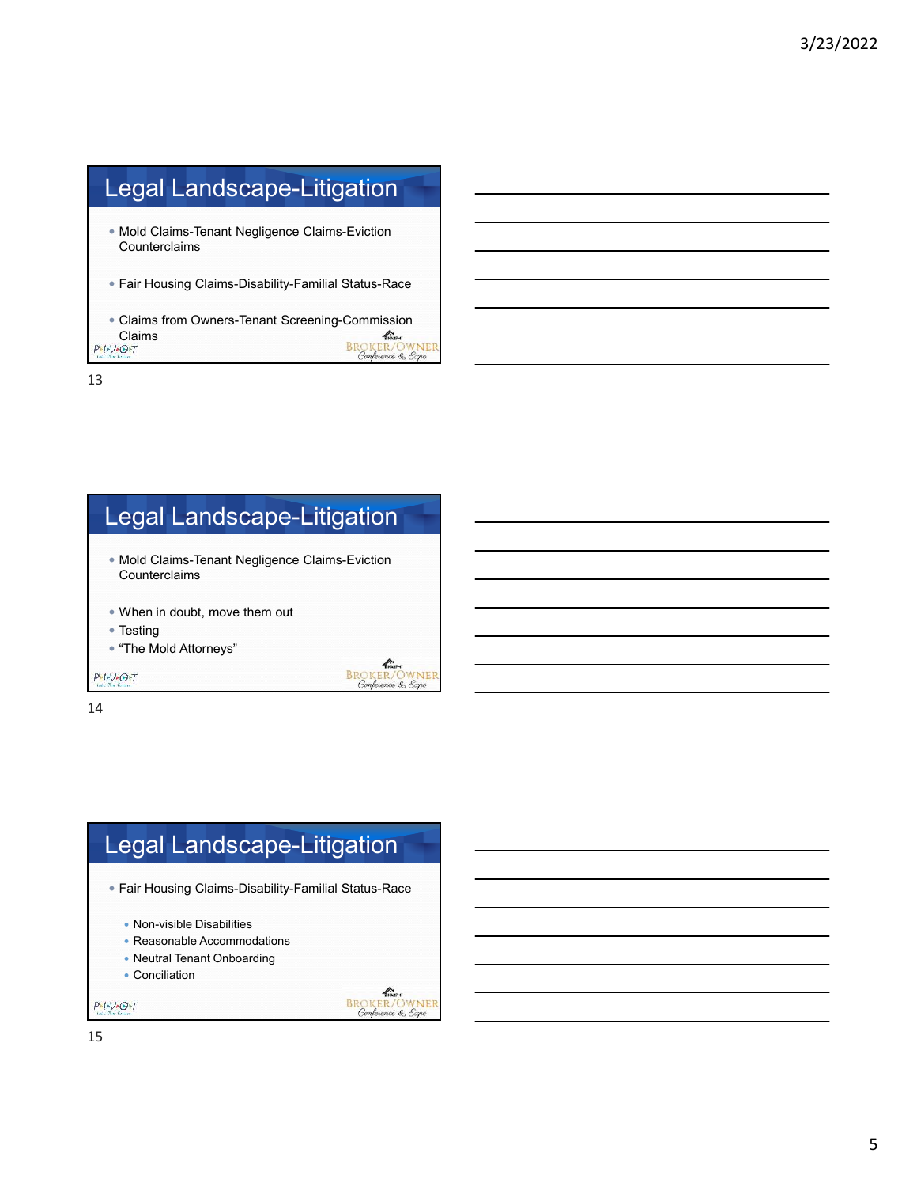## Legal Landscape-Litigation

- Mold Claims-Tenant Negligence Claims-Eviction Counterclaims
- Fair Housing Claims-Disability-Familial Status-Race
- Claims from Owners-Tenant Screening-Commission Claims

13

## Legal Landscape-Litigation

- Mold Claims-Tenant Negligence Claims-Eviction Counterclaims
- When in doubt, move them out
- Testing
- "The Mold Attorneys"

14

## Legal Landscape-Litigation

- Fair Housing Claims-Disability-Familial Status-Race
  - Non-visible Disabilities
  - Reasonable Accommodations
  - Neutral Tenant Onboarding
  - Conciliation

15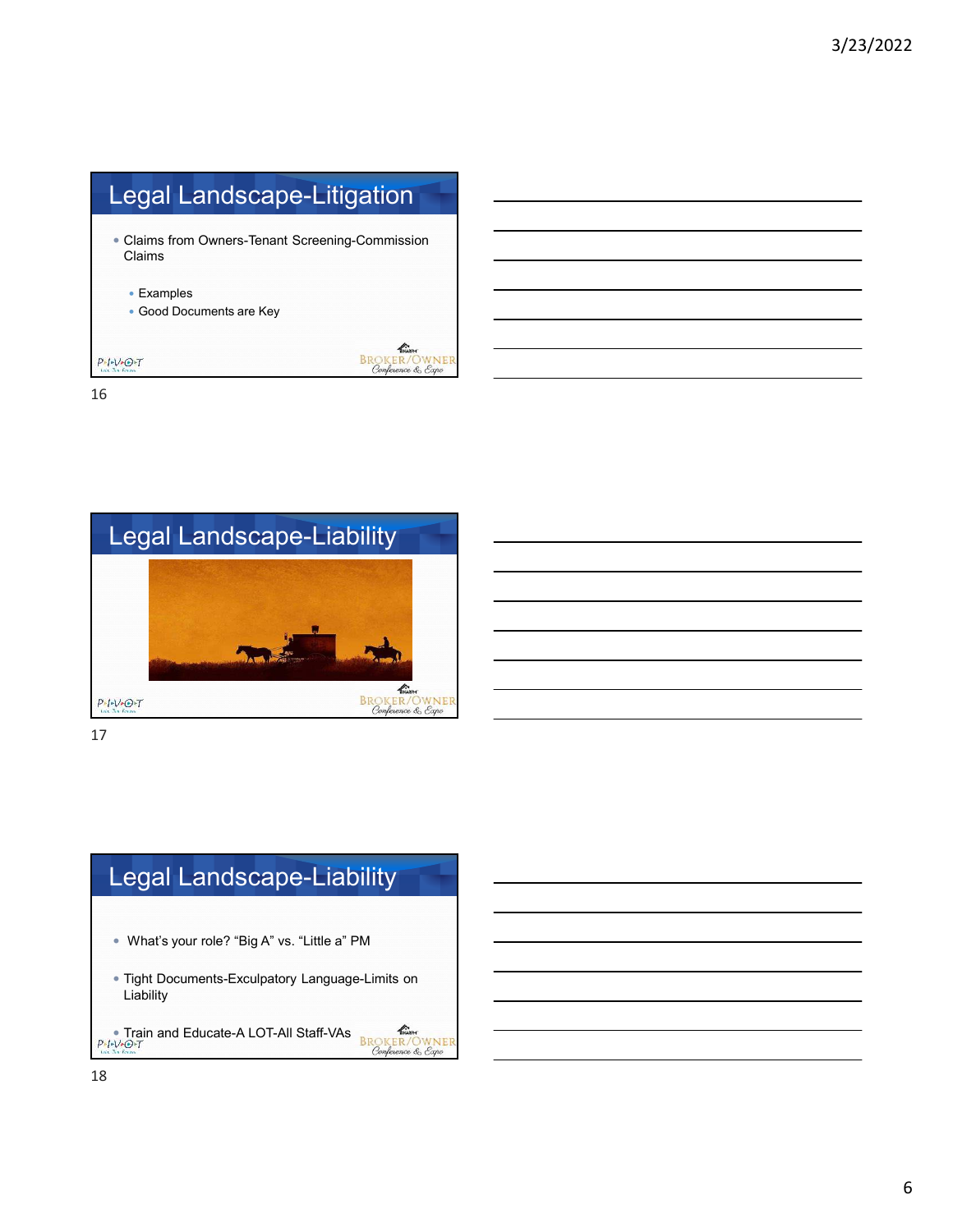## Legal Landscape-Litigation

- Claims from Owners-Tenant Screening-Commission Claims
  - Examples
  - Good Documents are Key

## Legal Landscape-Liability

## Legal Landscape-Liability

- What's your role? "Big A" vs. "Little a" PM
- Tight Documents-Exculpatory Language-Limits on Liability
- Train and Educate-A LOT-All Staff-VAs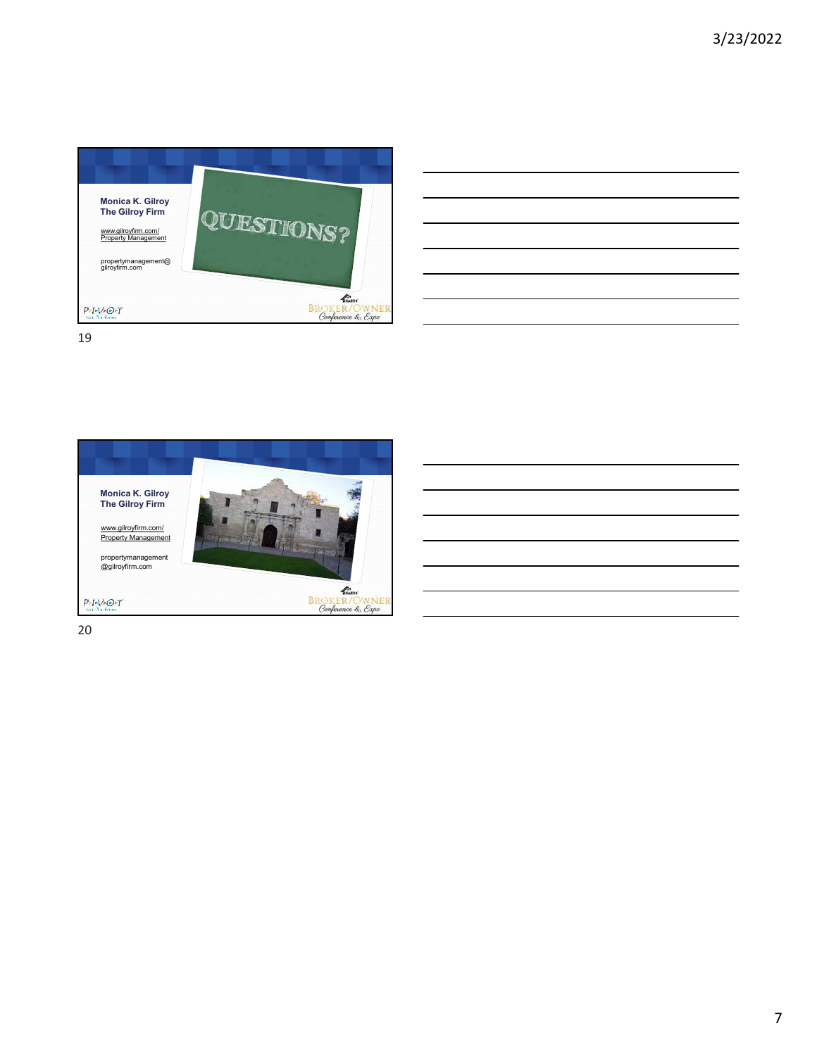Monica K. Gilroy
The Gilroy Firm

www.gilroyfirm.com/
Property Management

propertymanagement@
gilroyfirm.com

QUESTIONS?

PIVOT

BROKER/OWNER
Conference & Expo

Monica K. Gilroy
The Gilroy Firm

www.gilroyfirm.com/
Property Management

propertymanagement
@gilroyfirm.com

PIVOT

BROKER/OWNER
Conference & Expo